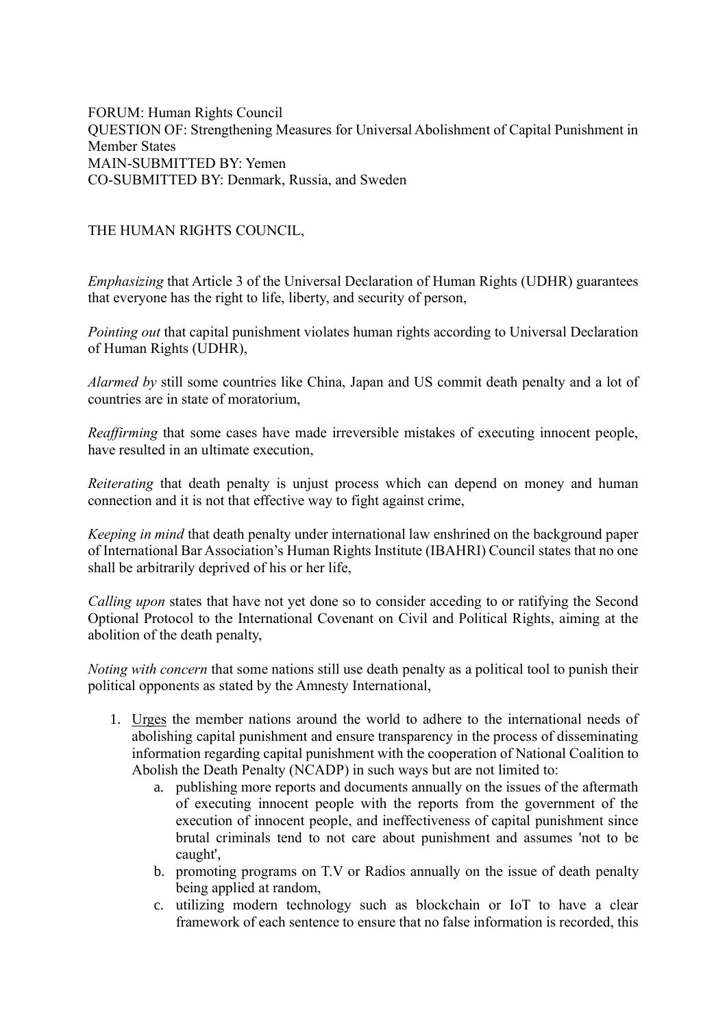FORUM: Human Rights Council
QUESTION OF: Strengthening Measures for Universal Abolishment of Capital Punishment in Member States
MAIN-SUBMITTED BY: Yemen
CO-SUBMITTED BY: Denmark, Russia, and Sweden

THE HUMAN RIGHTS COUNCIL,

*Emphasizing* that Article 3 of the Universal Declaration of Human Rights (UDHR) guarantees that everyone has the right to life, liberty, and security of person,

*Pointing out* that capital punishment violates human rights according to Universal Declaration of Human Rights (UDHR),

*Alarmed by* still some countries like China, Japan and US commit death penalty and a lot of countries are in state of moratorium,

*Reaffirming* that some cases have made irreversible mistakes of executing innocent people, have resulted in an ultimate execution,

*Reiterating* that death penalty is unjust process which can depend on money and human connection and it is not that effective way to fight against crime,

*Keeping in mind* that death penalty under international law enshrined on the background paper of International Bar Association's Human Rights Institute (IBAHRI) Council states that no one shall be arbitrarily deprived of his or her life,

*Calling upon* states that have not yet done so to consider acceding to or ratifying the Second Optional Protocol to the International Covenant on Civil and Political Rights, aiming at the abolition of the death penalty,

*Noting with concern* that some nations still use death penalty as a political tool to punish their political opponents as stated by the Amnesty International,

1. <u>Urges</u> the member nations around the world to adhere to the international needs of abolishing capital punishment and ensure transparency in the process of disseminating information regarding capital punishment with the cooperation of National Coalition to Abolish the Death Penalty (NCADP) in such ways but are not limited to:
    a. publishing more reports and documents annually on the issues of the aftermath of executing innocent people with the reports from the government of the execution of innocent people, and ineffectiveness of capital punishment since brutal criminals tend to not care about punishment and assumes 'not to be caught',
    b. promoting programs on T.V or Radios annually on the issue of death penalty being applied at random,
    c. utilizing modern technology such as blockchain or IoT to have a clear framework of each sentence to ensure that no false information is recorded, this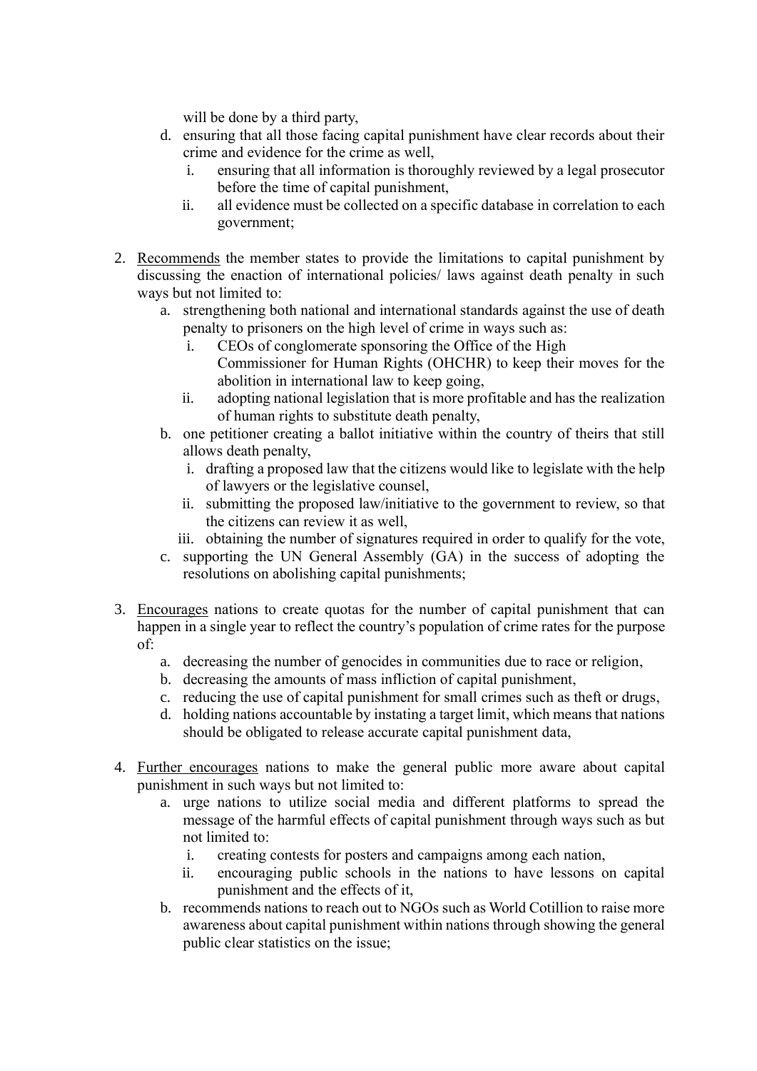will be done by a third party,

   d. ensuring that all those facing capital punishment have clear records about their crime and evidence for the crime as well,
      i. ensuring that all information is thoroughly reviewed by a legal prosecutor before the time of capital punishment,
      ii. all evidence must be collected on a specific database in correlation to each government;

2. <u>Recommends</u> the member states to provide the limitations to capital punishment by discussing the enaction of international policies/ laws against death penalty in such ways but not limited to:
   a. strengthening both national and international standards against the use of death penalty to prisoners on the high level of crime in ways such as:
      i. CEOs of conglomerate sponsoring the Office of the High Commissioner for Human Rights (OHCHR) to keep their moves for the abolition in international law to keep going,
      ii. adopting national legislation that is more profitable and has the realization of human rights to substitute death penalty,
   b. one petitioner creating a ballot initiative within the country of theirs that still allows death penalty,
      i. drafting a proposed law that the citizens would like to legislate with the help of lawyers or the legislative counsel,
      ii. submitting the proposed law/initiative to the government to review, so that the citizens can review it as well,
      iii. obtaining the number of signatures required in order to qualify for the vote,
   c. supporting the UN General Assembly (GA) in the success of adopting the resolutions on abolishing capital punishments;

3. <u>Encourages</u> nations to create quotas for the number of capital punishment that can happen in a single year to reflect the country's population of crime rates for the purpose of:
   a. decreasing the number of genocides in communities due to race or religion,
   b. decreasing the amounts of mass infliction of capital punishment,
   c. reducing the use of capital punishment for small crimes such as theft or drugs,
   d. holding nations accountable by instating a target limit, which means that nations should be obligated to release accurate capital punishment data,

4. <u>Further encourages</u> nations to make the general public more aware about capital punishment in such ways but not limited to:
   a. urge nations to utilize social media and different platforms to spread the message of the harmful effects of capital punishment through ways such as but not limited to:
      i. creating contests for posters and campaigns among each nation,
      ii. encouraging public schools in the nations to have lessons on capital punishment and the effects of it,
   b. recommends nations to reach out to NGOs such as World Cotillion to raise more awareness about capital punishment within nations through showing the general public clear statistics on the issue;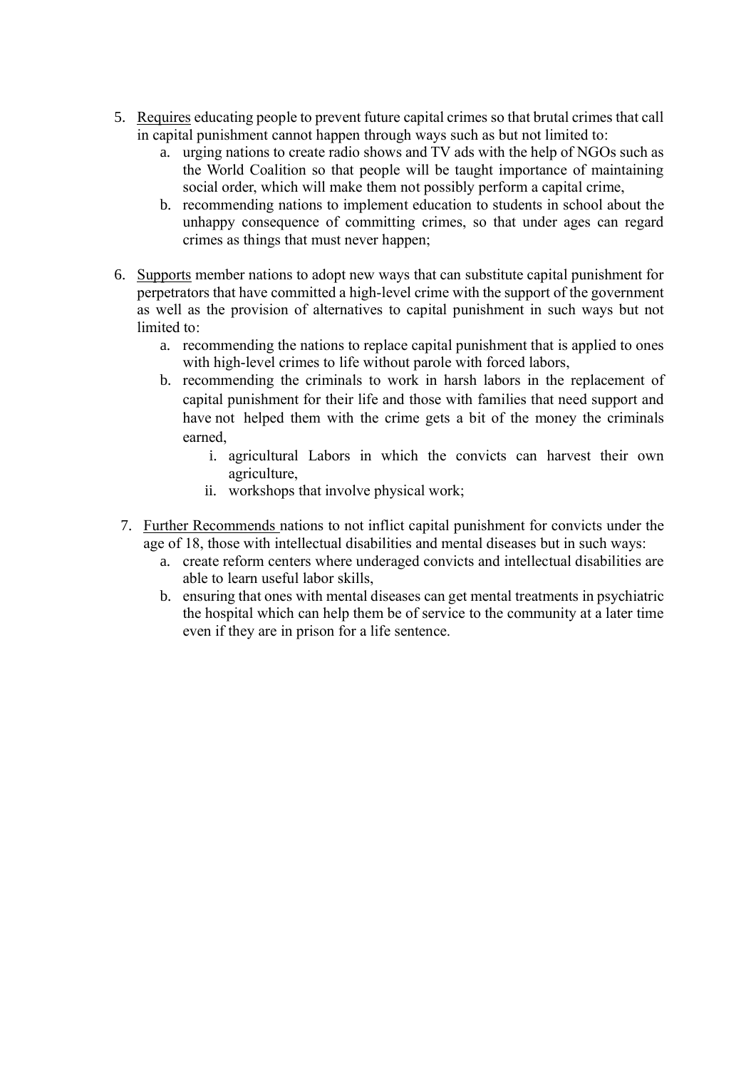5. <u>Requires</u> educating people to prevent future capital crimes so that brutal crimes that call in capital punishment cannot happen through ways such as but not limited to:
    a. urging nations to create radio shows and TV ads with the help of NGOs such as the World Coalition so that people will be taught importance of maintaining social order, which will make them not possibly perform a capital crime,
    b. recommending nations to implement education to students in school about the unhappy consequence of committing crimes, so that under ages can regard crimes as things that must never happen;

6. <u>Supports</u> member nations to adopt new ways that can substitute capital punishment for perpetrators that have committed a high-level crime with the support of the government as well as the provision of alternatives to capital punishment in such ways but not limited to:
    a. recommending the nations to replace capital punishment that is applied to ones with high-level crimes to life without parole with forced labors,
    b. recommending the criminals to work in harsh labors in the replacement of capital punishment for their life and those with families that need support and have not helped them with the crime gets a bit of the money the criminals earned,
        i. agricultural Labors in which the convicts can harvest their own agriculture,
        ii. workshops that involve physical work;

7. <u>Further Recommends</u> nations to not inflict capital punishment for convicts under the age of 18, those with intellectual disabilities and mental diseases but in such ways:
    a. create reform centers where underaged convicts and intellectual disabilities are able to learn useful labor skills,
    b. ensuring that ones with mental diseases can get mental treatments in psychiatric the hospital which can help them be of service to the community at a later time even if they are in prison for a life sentence.